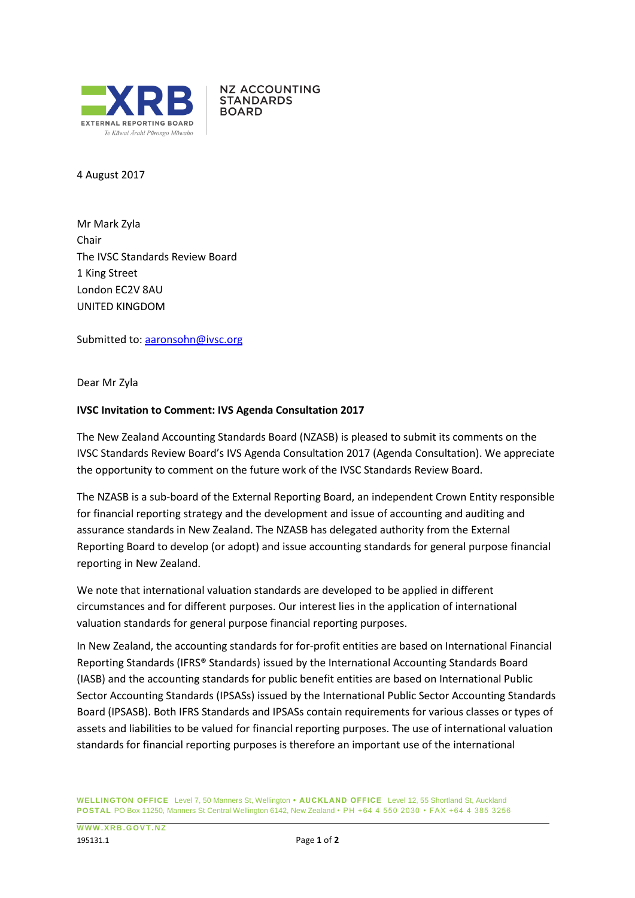XRB EXTERNAL REPORTING BOARD
Te Kāwai Ārahi Pūrongo Mōwaho

NZ ACCOUNTING STANDARDS BOARD

4 August 2017

Mr Mark Zyla
Chair
The IVSC Standards Review Board
1 King Street
London EC2V 8AU
UNITED KINGDOM

Submitted to: aaronsohn@ivsc.org

Dear Mr Zyla

**IVSC Invitation to Comment: IVS Agenda Consultation 2017**

The New Zealand Accounting Standards Board (NZASB) is pleased to submit its comments on the IVSC Standards Review Board's IVS Agenda Consultation 2017 (Agenda Consultation). We appreciate the opportunity to comment on the future work of the IVSC Standards Review Board.

The NZASB is a sub-board of the External Reporting Board, an independent Crown Entity responsible for financial reporting strategy and the development and issue of accounting and auditing and assurance standards in New Zealand. The NZASB has delegated authority from the External Reporting Board to develop (or adopt) and issue accounting standards for general purpose financial reporting in New Zealand.

We note that international valuation standards are developed to be applied in different circumstances and for different purposes. Our interest lies in the application of international valuation standards for general purpose financial reporting purposes.

In New Zealand, the accounting standards for for-profit entities are based on International Financial Reporting Standards (IFRS® Standards) issued by the International Accounting Standards Board (IASB) and the accounting standards for public benefit entities are based on International Public Sector Accounting Standards (IPSASs) issued by the International Public Sector Accounting Standards Board (IPSASB). Both IFRS Standards and IPSASs contain requirements for various classes or types of assets and liabilities to be valued for financial reporting purposes. The use of international valuation standards for financial reporting purposes is therefore an important use of the international

WELLINGTON OFFICE Level 7, 50 Manners St, Wellington • AUCKLAND OFFICE Level 12, 55 Shortland St, Auckland
POSTAL PO Box 11250, Manners St Central Wellington 6142, New Zealand • PH +64 4 550 2030 • FAX +64 4 385 3256
WWW.XRB.GOVT.NZ
195131.1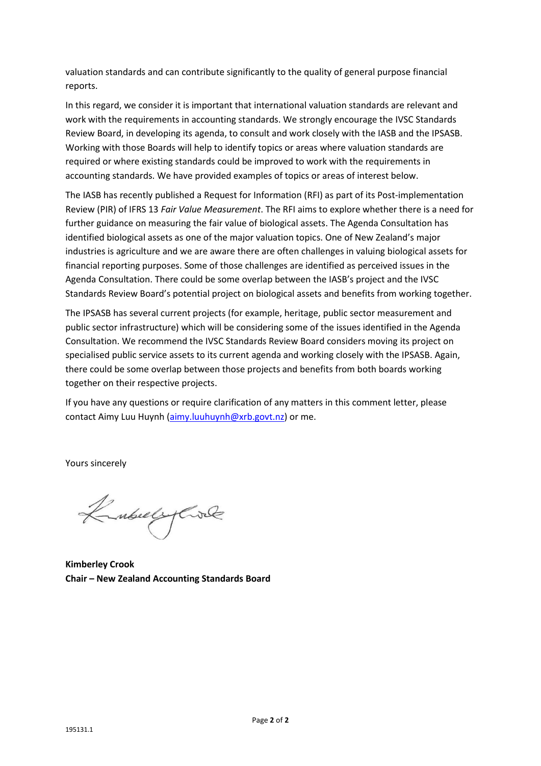valuation standards and can contribute significantly to the quality of general purpose financial reports.

In this regard, we consider it is important that international valuation standards are relevant and work with the requirements in accounting standards. We strongly encourage the IVSC Standards Review Board, in developing its agenda, to consult and work closely with the IASB and the IPSASB. Working with those Boards will help to identify topics or areas where valuation standards are required or where existing standards could be improved to work with the requirements in accounting standards. We have provided examples of topics or areas of interest below.

The IASB has recently published a Request for Information (RFI) as part of its Post-implementation Review (PIR) of IFRS 13 *Fair Value Measurement*. The RFI aims to explore whether there is a need for further guidance on measuring the fair value of biological assets. The Agenda Consultation has identified biological assets as one of the major valuation topics. One of New Zealand's major industries is agriculture and we are aware there are often challenges in valuing biological assets for financial reporting purposes. Some of those challenges are identified as perceived issues in the Agenda Consultation. There could be some overlap between the IASB's project and the IVSC Standards Review Board's potential project on biological assets and benefits from working together.

The IPSASB has several current projects (for example, heritage, public sector measurement and public sector infrastructure) which will be considering some of the issues identified in the Agenda Consultation. We recommend the IVSC Standards Review Board considers moving its project on specialised public service assets to its current agenda and working closely with the IPSASB. Again, there could be some overlap between those projects and benefits from both boards working together on their respective projects.

If you have any questions or require clarification of any matters in this comment letter, please contact Aimy Luu Huynh (aimy.luuhuynh@xrb.govt.nz) or me.

Yours sincerely

**Kimberley Crook**
**Chair – New Zealand Accounting Standards Board**

195131.1